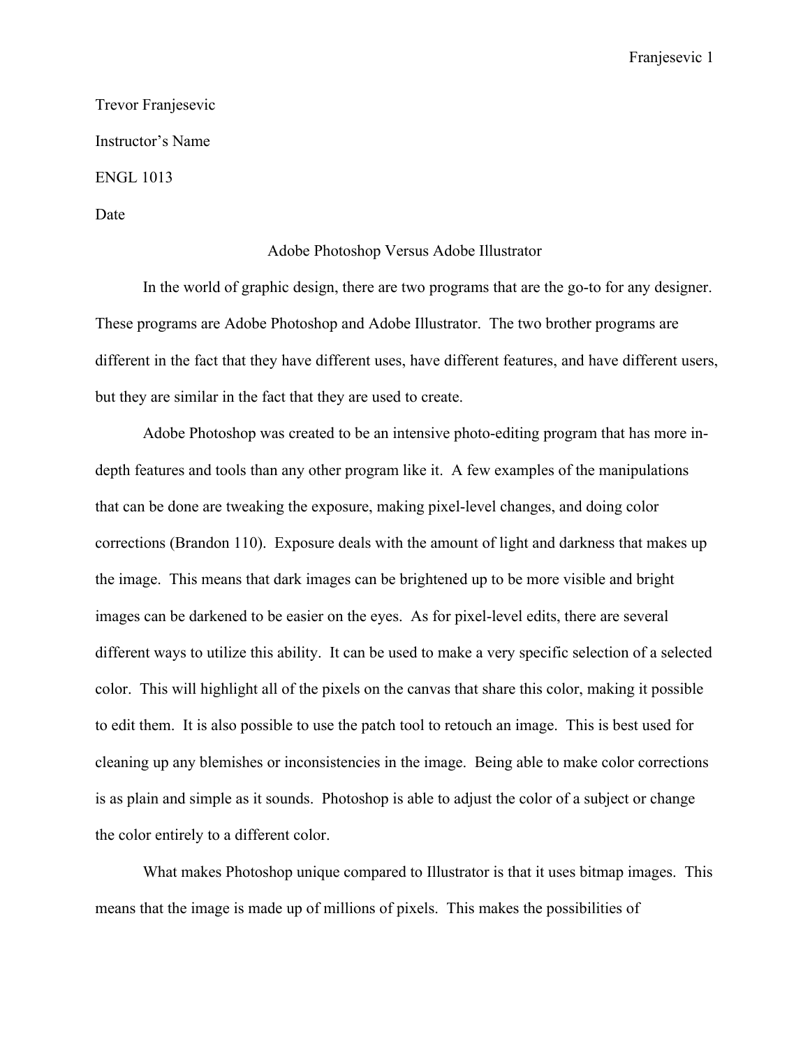Trevor Franjesevic

Instructor's Name

ENGL 1013

Date

# Adobe Photoshop Versus Adobe Illustrator

In the world of graphic design, there are two programs that are the go-to for any designer. These programs are Adobe Photoshop and Adobe Illustrator. The two brother programs are different in the fact that they have different uses, have different features, and have different users, but they are similar in the fact that they are used to create.

Adobe Photoshop was created to be an intensive photo-editing program that has more in-depth features and tools than any other program like it. A few examples of the manipulations that can be done are tweaking the exposure, making pixel-level changes, and doing color corrections (Brandon 110). Exposure deals with the amount of light and darkness that makes up the image. This means that dark images can be brightened up to be more visible and bright images can be darkened to be easier on the eyes. As for pixel-level edits, there are several different ways to utilize this ability. It can be used to make a very specific selection of a selected color. This will highlight all of the pixels on the canvas that share this color, making it possible to edit them. It is also possible to use the patch tool to retouch an image. This is best used for cleaning up any blemishes or inconsistencies in the image. Being able to make color corrections is as plain and simple as it sounds. Photoshop is able to adjust the color of a subject or change the color entirely to a different color.

What makes Photoshop unique compared to Illustrator is that it uses bitmap images. This means that the image is made up of millions of pixels. This makes the possibilities of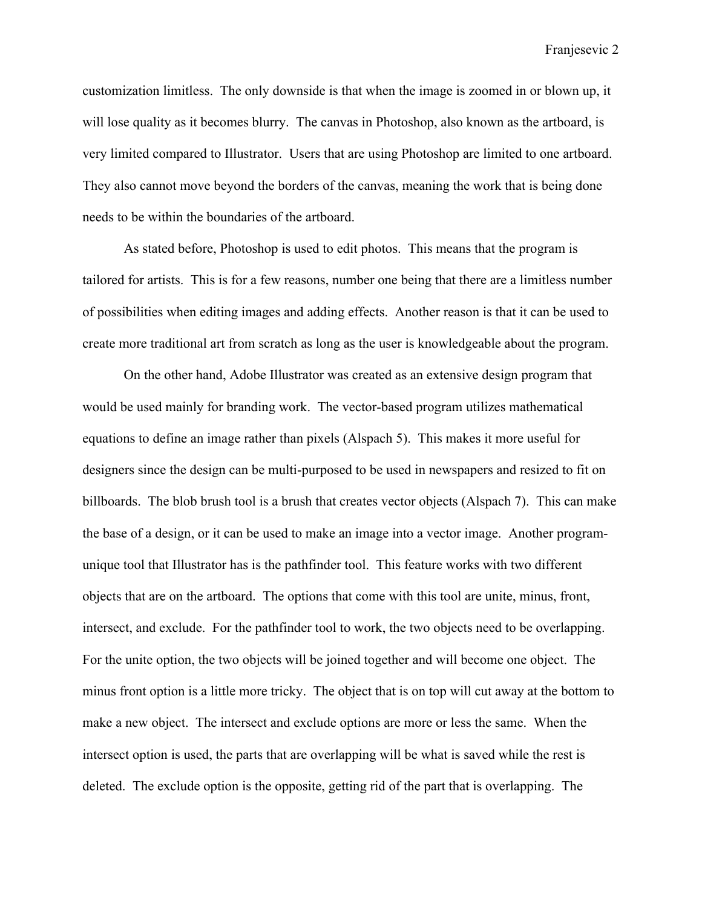customization limitless. The only downside is that when the image is zoomed in or blown up, it will lose quality as it becomes blurry. The canvas in Photoshop, also known as the artboard, is very limited compared to Illustrator. Users that are using Photoshop are limited to one artboard. They also cannot move beyond the borders of the canvas, meaning the work that is being done needs to be within the boundaries of the artboard.

As stated before, Photoshop is used to edit photos. This means that the program is tailored for artists. This is for a few reasons, number one being that there are a limitless number of possibilities when editing images and adding effects. Another reason is that it can be used to create more traditional art from scratch as long as the user is knowledgeable about the program.

On the other hand, Adobe Illustrator was created as an extensive design program that would be used mainly for branding work. The vector-based program utilizes mathematical equations to define an image rather than pixels (Alspach 5). This makes it more useful for designers since the design can be multi-purposed to be used in newspapers and resized to fit on billboards. The blob brush tool is a brush that creates vector objects (Alspach 7). This can make the base of a design, or it can be used to make an image into a vector image. Another program-unique tool that Illustrator has is the pathfinder tool. This feature works with two different objects that are on the artboard. The options that come with this tool are unite, minus, front, intersect, and exclude. For the pathfinder tool to work, the two objects need to be overlapping. For the unite option, the two objects will be joined together and will become one object. The minus front option is a little more tricky. The object that is on top will cut away at the bottom to make a new object. The intersect and exclude options are more or less the same. When the intersect option is used, the parts that are overlapping will be what is saved while the rest is deleted. The exclude option is the opposite, getting rid of the part that is overlapping. The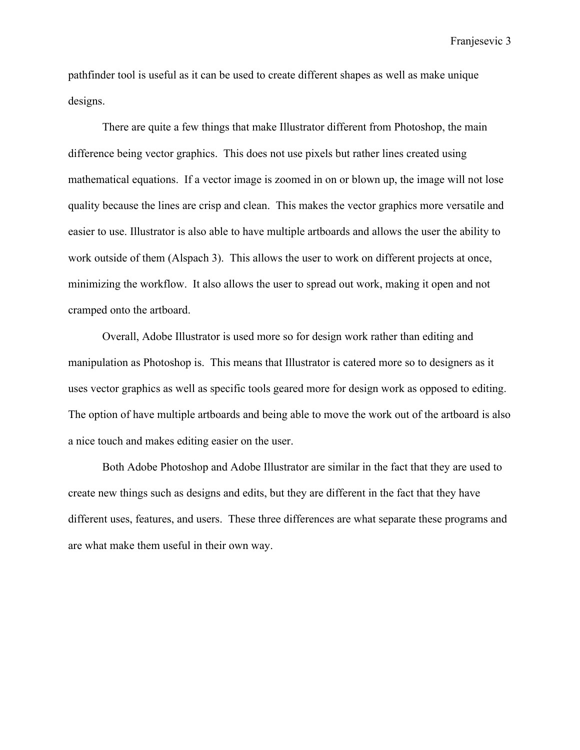pathfinder tool is useful as it can be used to create different shapes as well as make unique designs.

There are quite a few things that make Illustrator different from Photoshop, the main difference being vector graphics. This does not use pixels but rather lines created using mathematical equations. If a vector image is zoomed in on or blown up, the image will not lose quality because the lines are crisp and clean. This makes the vector graphics more versatile and easier to use. Illustrator is also able to have multiple artboards and allows the user the ability to work outside of them (Alspach 3). This allows the user to work on different projects at once, minimizing the workflow. It also allows the user to spread out work, making it open and not cramped onto the artboard.

Overall, Adobe Illustrator is used more so for design work rather than editing and manipulation as Photoshop is. This means that Illustrator is catered more so to designers as it uses vector graphics as well as specific tools geared more for design work as opposed to editing. The option of have multiple artboards and being able to move the work out of the artboard is also a nice touch and makes editing easier on the user.

Both Adobe Photoshop and Adobe Illustrator are similar in the fact that they are used to create new things such as designs and edits, but they are different in the fact that they have different uses, features, and users. These three differences are what separate these programs and are what make them useful in their own way.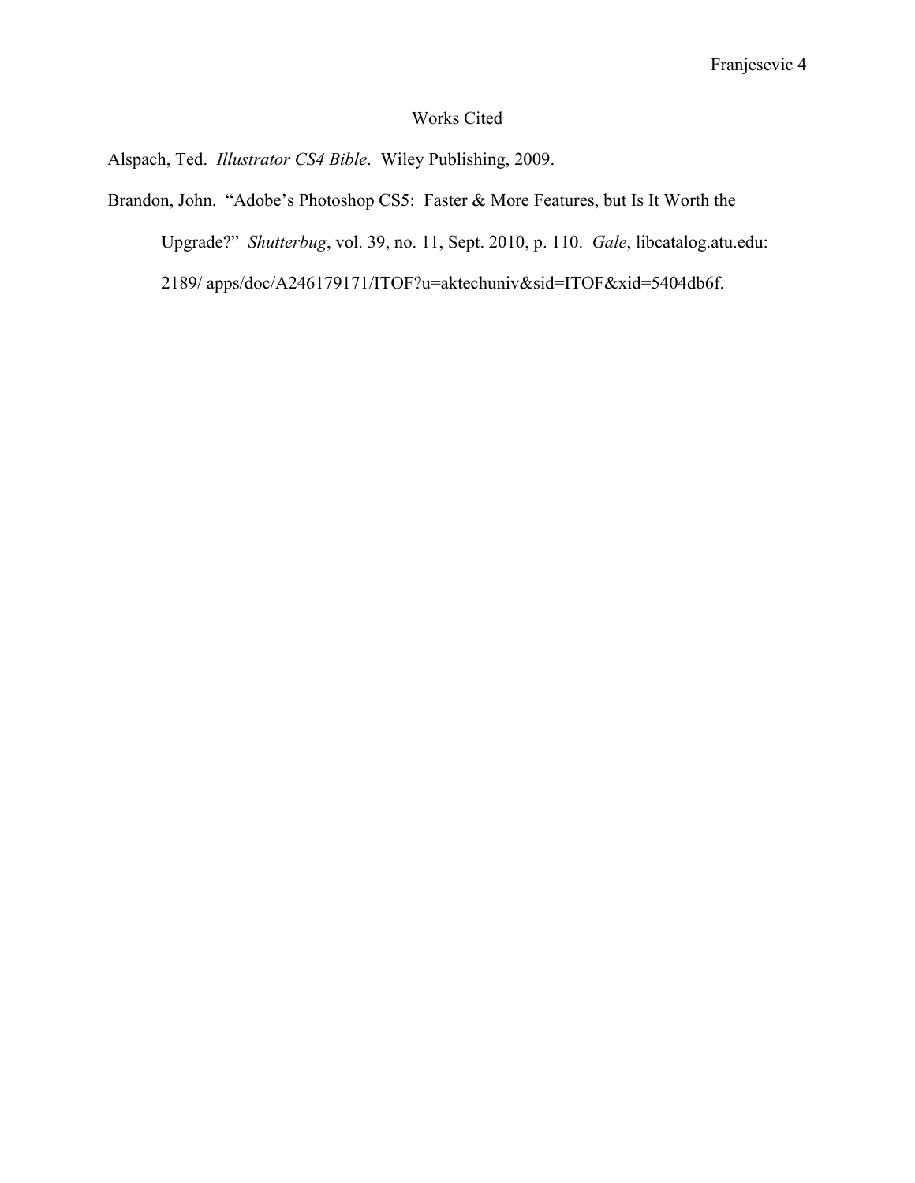# Works Cited

Alspach, Ted. *Illustrator CS4 Bible*. Wiley Publishing, 2009.

Brandon, John. "Adobe's Photoshop CS5: Faster & More Features, but Is It Worth the Upgrade?" *Shutterbug*, vol. 39, no. 11, Sept. 2010, p. 110. *Gale*, libcatalog.atu.edu: 2189/ apps/doc/A246179171/ITOF?u=aktechuniv&sid=ITOF&xid=5404db6f.